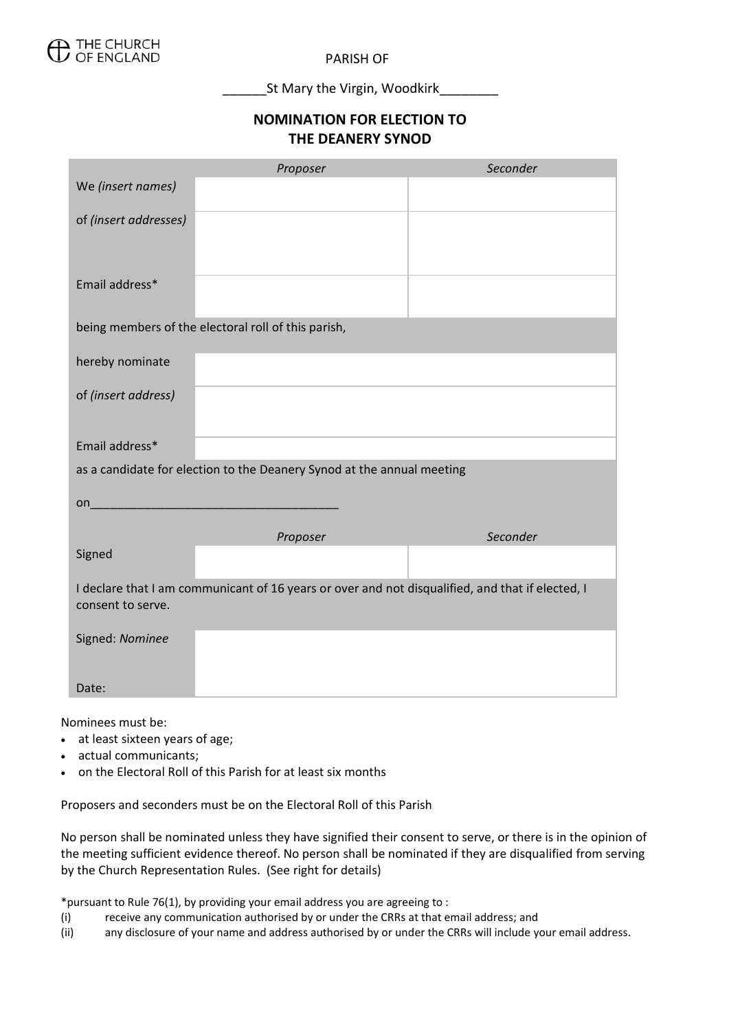THE CHURCH OF ENGLAND

PARISH OF

\_\_\_\_\_\_St Mary the Virgin, Woodkirk\_\_\_\_\_\_\_\_

## NOMINATION FOR ELECTION TO THE DEANERY SYNOD

| | *Proposer* | *Seconder* |
|---|---|---|
| We *(insert names)* | | |
| of *(insert addresses)* | | |
| Email address* | | |
| being members of the electoral roll of this parish, | | |
| hereby nominate | | |
| of *(insert address)* | | |
| Email address* | | |
| as a candidate for election to the Deanery Synod at the annual meeting | | |
| on\_\_\_\_\_\_\_\_\_\_\_\_\_\_\_\_\_\_\_\_\_\_\_\_\_\_\_\_\_\_\_\_\_\_\_\_ | | |
| | *Proposer* | *Seconder* |
| Signed | | |
| I declare that I am communicant of 16 years or over and not disqualified, and that if elected, I consent to serve. | | |
| Signed: *Nominee* | | |
| Date: | | |

Nominees must be:

- at least sixteen years of age;
- actual communicants;
- on the Electoral Roll of this Parish for at least six months

Proposers and seconders must be on the Electoral Roll of this Parish

No person shall be nominated unless they have signified their consent to serve, or there is in the opinion of the meeting sufficient evidence thereof. No person shall be nominated if they are disqualified from serving by the Church Representation Rules. (See right for details)

*pursuant to Rule 76(1), by providing your email address you are agreeing to :

(i) receive any communication authorised by or under the CRRs at that email address; and

(ii) any disclosure of your name and address authorised by or under the CRRs will include your email address.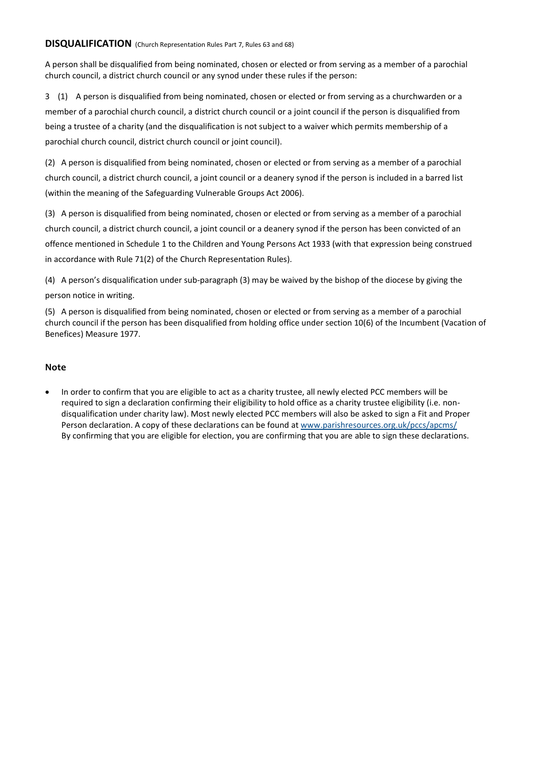## **DISQUALIFICATION** (Church Representation Rules Part 7, Rules 63 and 68)

A person shall be disqualified from being nominated, chosen or elected or from serving as a member of a parochial church council, a district church council or any synod under these rules if the person:

3 (1) A person is disqualified from being nominated, chosen or elected or from serving as a churchwarden or a member of a parochial church council, a district church council or a joint council if the person is disqualified from being a trustee of a charity (and the disqualification is not subject to a waiver which permits membership of a parochial church council, district church council or joint council).

(2) A person is disqualified from being nominated, chosen or elected or from serving as a member of a parochial church council, a district church council, a joint council or a deanery synod if the person is included in a barred list (within the meaning of the Safeguarding Vulnerable Groups Act 2006).

(3) A person is disqualified from being nominated, chosen or elected or from serving as a member of a parochial church council, a district church council, a joint council or a deanery synod if the person has been convicted of an offence mentioned in Schedule 1 to the Children and Young Persons Act 1933 (with that expression being construed in accordance with Rule 71(2) of the Church Representation Rules).

(4) A person's disqualification under sub-paragraph (3) may be waived by the bishop of the diocese by giving the person notice in writing.

(5) A person is disqualified from being nominated, chosen or elected or from serving as a member of a parochial church council if the person has been disqualified from holding office under section 10(6) of the Incumbent (Vacation of Benefices) Measure 1977.

### **Note**

- In order to confirm that you are eligible to act as a charity trustee, all newly elected PCC members will be required to sign a declaration confirming their eligibility to hold office as a charity trustee eligibility (i.e. non-disqualification under charity law). Most newly elected PCC members will also be asked to sign a Fit and Proper Person declaration. A copy of these declarations can be found at [www.parishresources.org.uk/pccs/apcms/](http://www.parishresources.org.uk/pccs/apcms/) By confirming that you are eligible for election, you are confirming that you are able to sign these declarations.